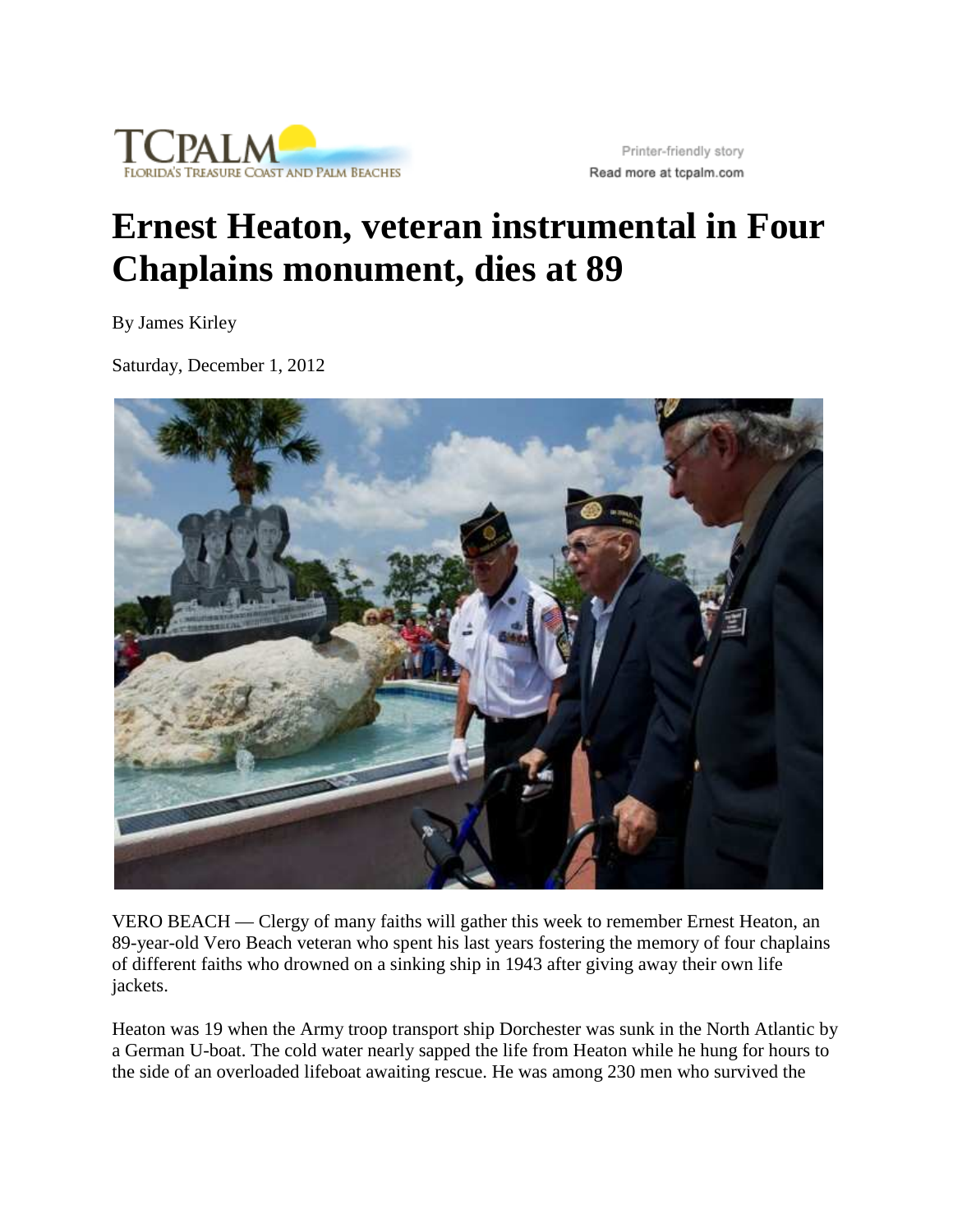TCPALM
FLORIDA'S TREASURE COAST AND PALM BEACHES

Printer-friendly story
Read more at tcpalm.com

# Ernest Heaton, veteran instrumental in Four Chaplains monument, dies at 89

By James Kirley

Saturday, December 1, 2012

VERO BEACH — Clergy of many faiths will gather this week to remember Ernest Heaton, an 89-year-old Vero Beach veteran who spent his last years fostering the memory of four chaplains of different faiths who drowned on a sinking ship in 1943 after giving away their own life jackets.

Heaton was 19 when the Army troop transport ship Dorchester was sunk in the North Atlantic by a German U-boat. The cold water nearly sapped the life from Heaton while he hung for hours to the side of an overloaded lifeboat awaiting rescue. He was among 230 men who survived the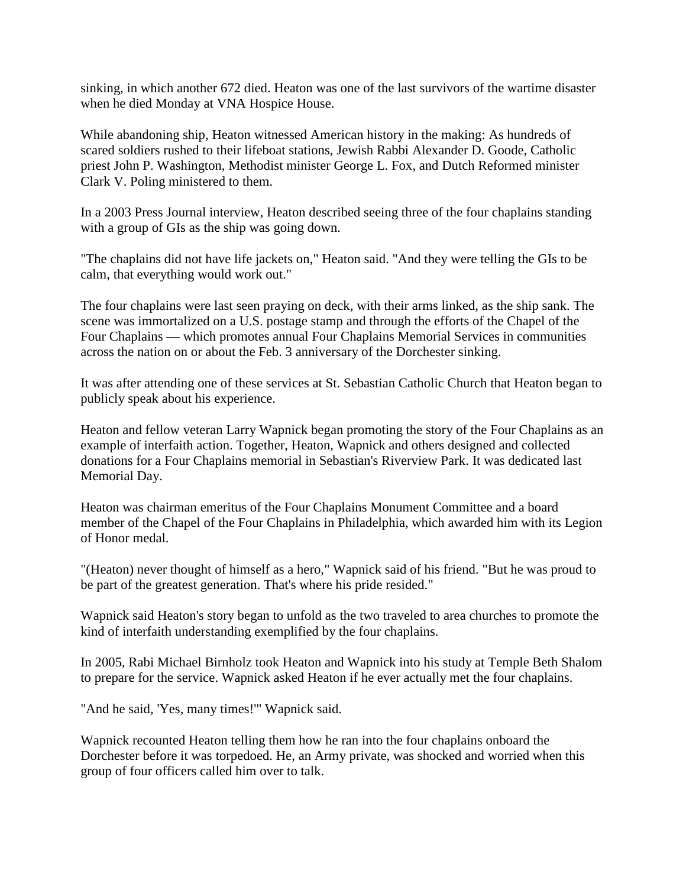sinking, in which another 672 died. Heaton was one of the last survivors of the wartime disaster when he died Monday at VNA Hospice House.

While abandoning ship, Heaton witnessed American history in the making: As hundreds of scared soldiers rushed to their lifeboat stations, Jewish Rabbi Alexander D. Goode, Catholic priest John P. Washington, Methodist minister George L. Fox, and Dutch Reformed minister Clark V. Poling ministered to them.

In a 2003 Press Journal interview, Heaton described seeing three of the four chaplains standing with a group of GIs as the ship was going down.

"The chaplains did not have life jackets on," Heaton said. "And they were telling the GIs to be calm, that everything would work out."

The four chaplains were last seen praying on deck, with their arms linked, as the ship sank. The scene was immortalized on a U.S. postage stamp and through the efforts of the Chapel of the Four Chaplains — which promotes annual Four Chaplains Memorial Services in communities across the nation on or about the Feb. 3 anniversary of the Dorchester sinking.

It was after attending one of these services at St. Sebastian Catholic Church that Heaton began to publicly speak about his experience.

Heaton and fellow veteran Larry Wapnick began promoting the story of the Four Chaplains as an example of interfaith action. Together, Heaton, Wapnick and others designed and collected donations for a Four Chaplains memorial in Sebastian's Riverview Park. It was dedicated last Memorial Day.

Heaton was chairman emeritus of the Four Chaplains Monument Committee and a board member of the Chapel of the Four Chaplains in Philadelphia, which awarded him with its Legion of Honor medal.

"(Heaton) never thought of himself as a hero," Wapnick said of his friend. "But he was proud to be part of the greatest generation. That's where his pride resided."

Wapnick said Heaton's story began to unfold as the two traveled to area churches to promote the kind of interfaith understanding exemplified by the four chaplains.

In 2005, Rabi Michael Birnholz took Heaton and Wapnick into his study at Temple Beth Shalom to prepare for the service. Wapnick asked Heaton if he ever actually met the four chaplains.

"And he said, 'Yes, many times!'" Wapnick said.

Wapnick recounted Heaton telling them how he ran into the four chaplains onboard the Dorchester before it was torpedoed. He, an Army private, was shocked and worried when this group of four officers called him over to talk.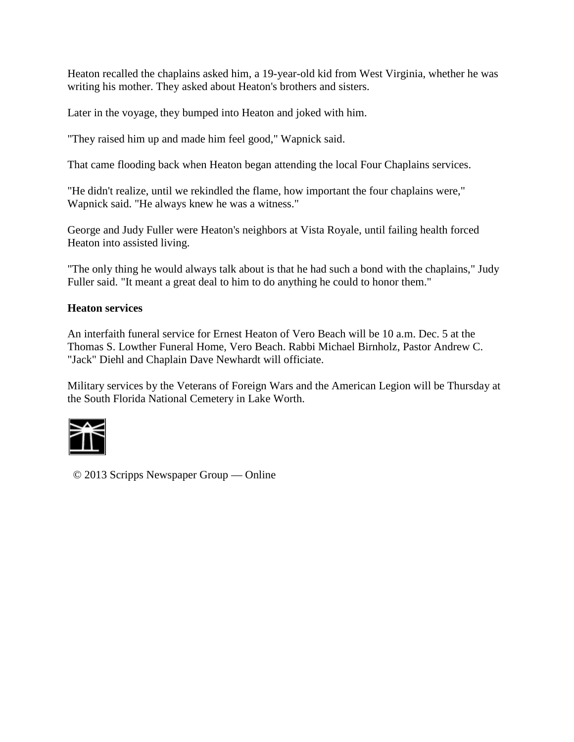Heaton recalled the chaplains asked him, a 19-year-old kid from West Virginia, whether he was writing his mother. They asked about Heaton's brothers and sisters.

Later in the voyage, they bumped into Heaton and joked with him.

"They raised him up and made him feel good," Wapnick said.

That came flooding back when Heaton began attending the local Four Chaplains services.

"He didn't realize, until we rekindled the flame, how important the four chaplains were," Wapnick said. "He always knew he was a witness."

George and Judy Fuller were Heaton's neighbors at Vista Royale, until failing health forced Heaton into assisted living.

"The only thing he would always talk about is that he had such a bond with the chaplains," Judy Fuller said. "It meant a great deal to him to do anything he could to honor them."

**Heaton services**

An interfaith funeral service for Ernest Heaton of Vero Beach will be 10 a.m. Dec. 5 at the Thomas S. Lowther Funeral Home, Vero Beach. Rabbi Michael Birnholz, Pastor Andrew C. "Jack" Diehl and Chaplain Dave Newhardt will officiate.

Military services by the Veterans of Foreign Wars and the American Legion will be Thursday at the South Florida National Cemetery in Lake Worth.

© 2013 Scripps Newspaper Group — Online